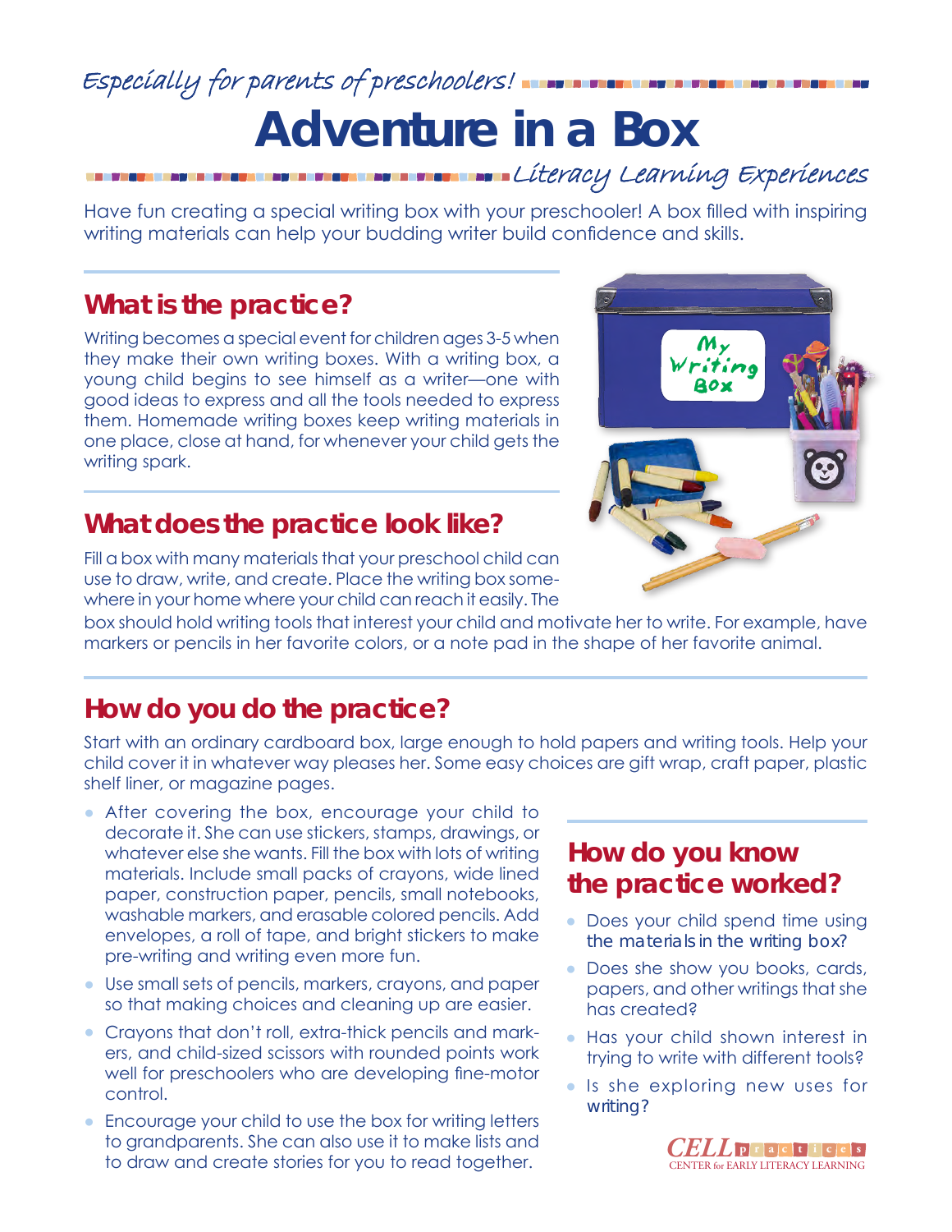*Especially for parents of preschoolers!*

# Adventure in a Box

*Literacy Learning Experiences*

Have fun creating a special writing box with your preschooler! A box filled with inspiring writing materials can help your budding writer build confidence and skills.

## What is the practice?

Writing becomes a special event for children ages 3-5 when they make their own writing boxes. With a writing box, a young child begins to see himself as a writer—one with good ideas to express and all the tools needed to express them. Homemade writing boxes keep writing materials in one place, close at hand, for whenever your child gets the writing spark.

## What does the practice look like?

Fill a box with many materials that your preschool child can use to draw, write, and create. Place the writing box somewhere in your home where your child can reach it easily. The box should hold writing tools that interest your child and motivate her to write. For example, have markers or pencils in her favorite colors, or a note pad in the shape of her favorite animal.

## How do you do the practice?

Start with an ordinary cardboard box, large enough to hold papers and writing tools. Help your child cover it in whatever way pleases her. Some easy choices are gift wrap, craft paper, plastic shelf liner, or magazine pages.

- After covering the box, encourage your child to decorate it. She can use stickers, stamps, drawings, or whatever else she wants. Fill the box with lots of writing materials. Include small packs of crayons, wide lined paper, construction paper, pencils, small notebooks, washable markers, and erasable colored pencils. Add envelopes, a roll of tape, and bright stickers to make pre-writing and writing even more fun.
- Use small sets of pencils, markers, crayons, and paper so that making choices and cleaning up are easier.
- Crayons that don't roll, extra-thick pencils and markers, and child-sized scissors with rounded points work well for preschoolers who are developing fine-motor control.
- Encourage your child to use the box for writing letters to grandparents. She can also use it to make lists and to draw and create stories for you to read together.

## How do you know the practice worked?

- Does your child spend time using the materials in the writing box?
- Does she show you books, cards, papers, and other writings that she has created?
- Has your child shown interest in trying to write with different tools?
- Is she exploring new uses for writing?

CELL practices
CENTER for EARLY LITERACY LEARNING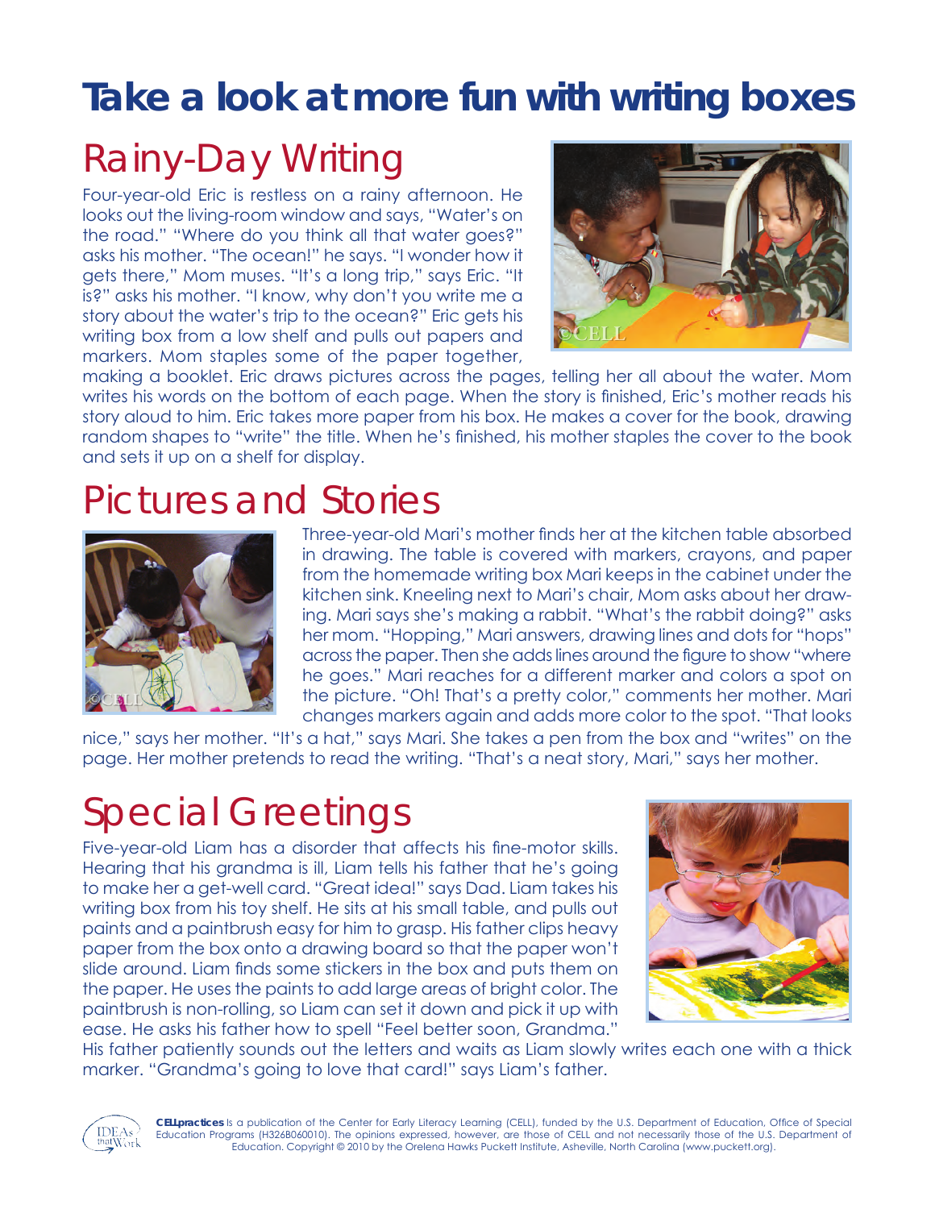# Take a look at more fun with writing boxes

## Rainy-Day Writing

Four-year-old Eric is restless on a rainy afternoon. He looks out the living-room window and says, "Water's on the road." "Where do you think all that water goes?" asks his mother. "The ocean!" he says. "I wonder how it gets there," Mom muses. "It's a long trip," says Eric. "It is?" asks his mother. "I know, why don't you write me a story about the water's trip to the ocean?" Eric gets his writing box from a low shelf and pulls out papers and markers. Mom staples some of the paper together, making a booklet. Eric draws pictures across the pages, telling her all about the water. Mom writes his words on the bottom of each page. When the story is finished, Eric's mother reads his story aloud to him. Eric takes more paper from his box. He makes a cover for the book, drawing random shapes to "write" the title. When he's finished, his mother staples the cover to the book and sets it up on a shelf for display.

## Pictures and Stories

Three-year-old Mari's mother finds her at the kitchen table absorbed in drawing. The table is covered with markers, crayons, and paper from the homemade writing box Mari keeps in the cabinet under the kitchen sink. Kneeling next to Mari's chair, Mom asks about her drawing. Mari says she's making a rabbit. "What's the rabbit doing?" asks her mom. "Hopping," Mari answers, drawing lines and dots for "hops" across the paper. Then she adds lines around the figure to show "where he goes." Mari reaches for a different marker and colors a spot on the picture. "Oh! That's a pretty color," comments her mother. Mari changes markers again and adds more color to the spot. "That looks nice," says her mother. "It's a hat," says Mari. She takes a pen from the box and "writes" on the page. Her mother pretends to read the writing. "That's a neat story, Mari," says her mother.

## Special Greetings

Five-year-old Liam has a disorder that affects his fine-motor skills. Hearing that his grandma is ill, Liam tells his father that he's going to make her a get-well card. "Great idea!" says Dad. Liam takes his writing box from his toy shelf. He sits at his small table, and pulls out paints and a paintbrush easy for him to grasp. His father clips heavy paper from the box onto a drawing board so that the paper won't slide around. Liam finds some stickers in the box and puts them on the paper. He uses the paints to add large areas of bright color. The paintbrush is non-rolling, so Liam can set it down and pick it up with ease. He asks his father how to spell "Feel better soon, Grandma." His father patiently sounds out the letters and waits as Liam slowly writes each one with a thick marker. "Grandma's going to love that card!" says Liam's father.

**CELLpractices** is a publication of the Center for Early Literacy Learning (CELL), funded by the U.S. Department of Education, Office of Special Education Programs (H326B060010). The opinions expressed, however, are those of CELL and not necessarily those of the U.S. Department of Education. Copyright © 2010 by the Orelena Hawks Puckett Institute, Asheville, North Carolina (www.puckett.org).